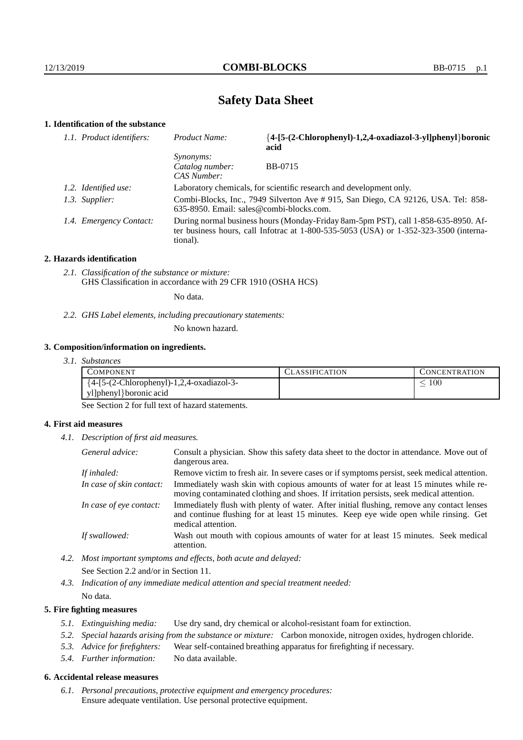# Safety Data Sheet

## 1. Identification of the substance

*1.1. Product identifiers:*

| | |
|---|---|
| *Product Name:* | **{4-[5-(2-Chlorophenyl)-1,2,4-oxadiazol-3-yl]phenyl}boronic acid** |
| *Synonyms:* | |
| *Catalog number:* | BB-0715 |
| *CAS Number:* | |

*1.2. Identified use:* Laboratory chemicals, for scientific research and development only.

*1.3. Supplier:* Combi-Blocks, Inc., 7949 Silverton Ave # 915, San Diego, CA 92126, USA. Tel: 858-635-8950. Email: sales@combi-blocks.com.

*1.4. Emergency Contact:* During normal business hours (Monday-Friday 8am-5pm PST), call 1-858-635-8950. After business hours, call Infotrac at 1-800-535-5053 (USA) or 1-352-323-3500 (international).

## 2. Hazards identification

*2.1. Classification of the substance or mixture:*
GHS Classification in accordance with 29 CFR 1910 (OSHA HCS)

No data.

*2.2. GHS Label elements, including precautionary statements:*

No known hazard.

## 3. Composition/information on ingredients.

*3.1. Substances*

| COMPONENT | CLASSIFICATION | CONCENTRATION |
|---|---|---|
| {4-[5-(2-Chlorophenyl)-1,2,4-oxadiazol-3-yl]phenyl}boronic acid | | $\leq 100$ |

See Section 2 for full text of hazard statements.

## 4. First aid measures

*4.1. Description of first aid measures.*

*General advice:* Consult a physician. Show this safety data sheet to the doctor in attendance. Move out of dangerous area.

*If inhaled:* Remove victim to fresh air. In severe cases or if symptoms persist, seek medical attention.

*In case of skin contact:* Immediately wash skin with copious amounts of water for at least 15 minutes while removing contaminated clothing and shoes. If irritation persists, seek medical attention.

*In case of eye contact:* Immediately flush with plenty of water. After initial flushing, remove any contact lenses and continue flushing for at least 15 minutes. Keep eye wide open while rinsing. Get medical attention.

*If swallowed:* Wash out mouth with copious amounts of water for at least 15 minutes. Seek medical attention.

*4.2. Most important symptoms and effects, both acute and delayed:*

See Section 2.2 and/or in Section 11.

*4.3. Indication of any immediate medical attention and special treatment needed:*

No data.

## 5. Fire fighting measures

*5.1. Extinguishing media:* Use dry sand, dry chemical or alcohol-resistant foam for extinction.

*5.2. Special hazards arising from the substance or mixture:* Carbon monoxide, nitrogen oxides, hydrogen chloride.

*5.3. Advice for firefighters:* Wear self-contained breathing apparatus for firefighting if necessary.

*5.4. Further information:* No data available.

## 6. Accidental release measures

*6.1. Personal precautions, protective equipment and emergency procedures:*
Ensure adequate ventilation. Use personal protective equipment.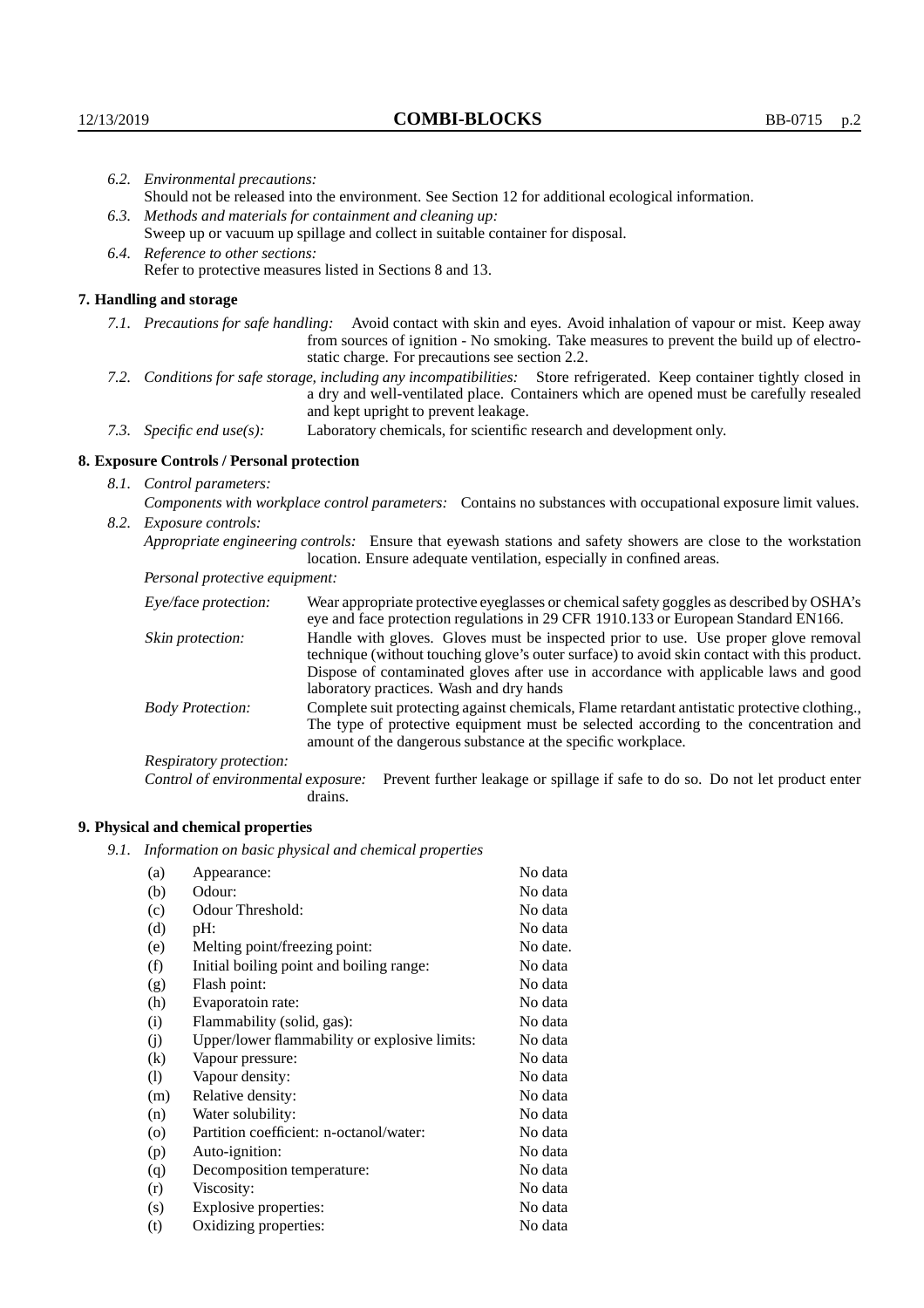*6.2. Environmental precautions:*
Should not be released into the environment. See Section 12 for additional ecological information.

*6.3. Methods and materials for containment and cleaning up:*
Sweep up or vacuum up spillage and collect in suitable container for disposal.

*6.4. Reference to other sections:*
Refer to protective measures listed in Sections 8 and 13.

## 7. Handling and storage

*7.1. Precautions for safe handling:* Avoid contact with skin and eyes. Avoid inhalation of vapour or mist. Keep away from sources of ignition - No smoking. Take measures to prevent the build up of electrostatic charge. For precautions see section 2.2.

*7.2. Conditions for safe storage, including any incompatibilities:* Store refrigerated. Keep container tightly closed in a dry and well-ventilated place. Containers which are opened must be carefully resealed and kept upright to prevent leakage.

*7.3. Specific end use(s):* Laboratory chemicals, for scientific research and development only.

## 8. Exposure Controls / Personal protection

*8.1. Control parameters:*

*Components with workplace control parameters:* Contains no substances with occupational exposure limit values.

*8.2. Exposure controls:*

*Appropriate engineering controls:* Ensure that eyewash stations and safety showers are close to the workstation location. Ensure adequate ventilation, especially in confined areas.

*Personal protective equipment:*

*Eye/face protection:* Wear appropriate protective eyeglasses or chemical safety goggles as described by OSHA's eye and face protection regulations in 29 CFR 1910.133 or European Standard EN166.

*Skin protection:* Handle with gloves. Gloves must be inspected prior to use. Use proper glove removal technique (without touching glove's outer surface) to avoid skin contact with this product. Dispose of contaminated gloves after use in accordance with applicable laws and good laboratory practices. Wash and dry hands

*Body Protection:* Complete suit protecting against chemicals, Flame retardant antistatic protective clothing., The type of protective equipment must be selected according to the concentration and amount of the dangerous substance at the specific workplace.

*Respiratory protection:*

*Control of environmental exposure:* Prevent further leakage or spillage if safe to do so. Do not let product enter drains.

## 9. Physical and chemical properties

*9.1. Information on basic physical and chemical properties*

| | | |
|---|---|---|
| (a) | Appearance: | No data |
| (b) | Odour: | No data |
| (c) | Odour Threshold: | No data |
| (d) | pH: | No data |
| (e) | Melting point/freezing point: | No date. |
| (f) | Initial boiling point and boiling range: | No data |
| (g) | Flash point: | No data |
| (h) | Evaporatoin rate: | No data |
| (i) | Flammability (solid, gas): | No data |
| (j) | Upper/lower flammability or explosive limits: | No data |
| (k) | Vapour pressure: | No data |
| (l) | Vapour density: | No data |
| (m) | Relative density: | No data |
| (n) | Water solubility: | No data |
| (o) | Partition coefficient: n-octanol/water: | No data |
| (p) | Auto-ignition: | No data |
| (q) | Decomposition temperature: | No data |
| (r) | Viscosity: | No data |
| (s) | Explosive properties: | No data |
| (t) | Oxidizing properties: | No data |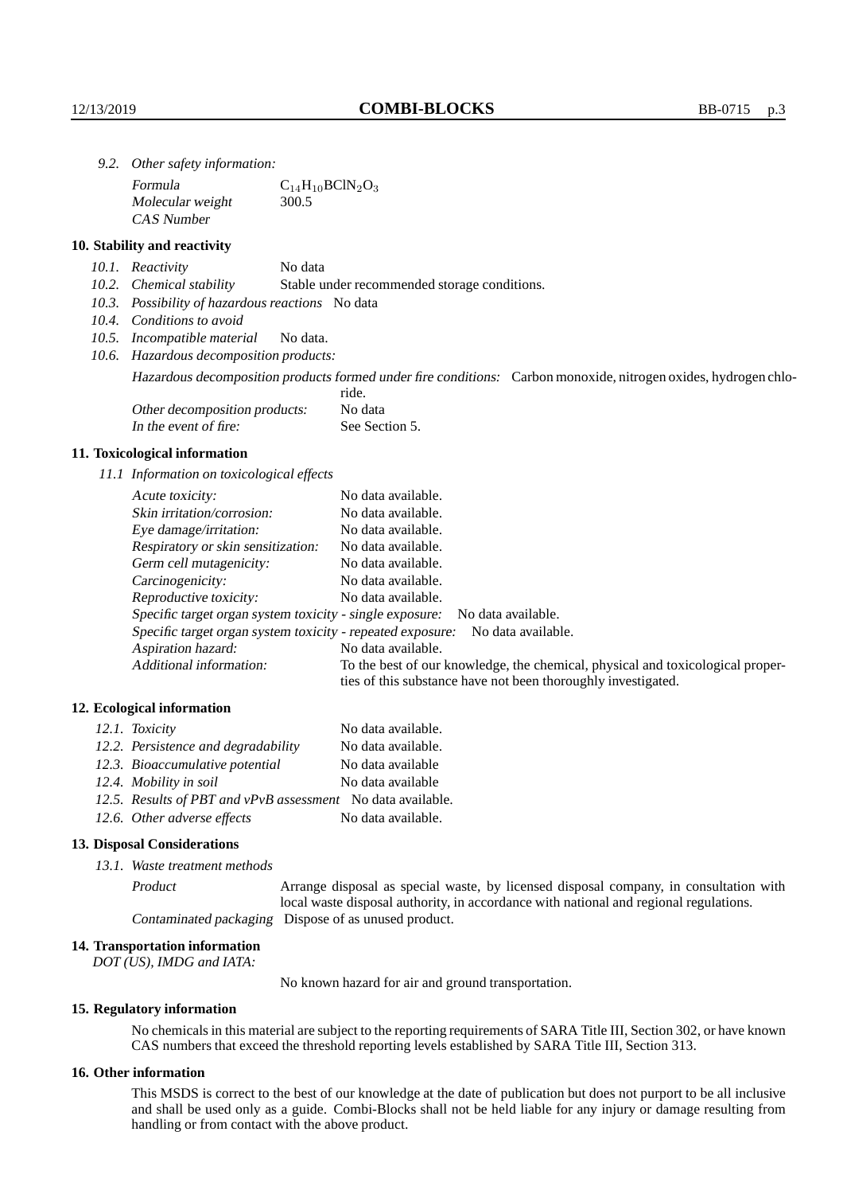*9.2. Other safety information:*

| | |
|---|---|
| *Formula* | $C_{14}H_{10}BClN_2O_3$ |
| *Molecular weight* | 300.5 |
| *CAS Number* | |

## 10. Stability and reactivity

*10.1. Reactivity* No data

*10.2. Chemical stability* Stable under recommended storage conditions.

*10.3. Possibility of hazardous reactions* No data

*10.4. Conditions to avoid*

*10.5. Incompatible material* No data.

*10.6. Hazardous decomposition products:*

*Hazardous decomposition products formed under fire conditions:* Carbon monoxide, nitrogen oxides, hydrogen chloride.

| | |
|---|---|
| *Other decomposition products:* | No data |
| *In the event of fire:* | See Section 5. |

## 11. Toxicological information

*11.1 Information on toxicological effects*

| | |
|---|---|
| *Acute toxicity:* | No data available. |
| *Skin irritation/corrosion:* | No data available. |
| *Eye damage/irritation:* | No data available. |
| *Respiratory or skin sensitization:* | No data available. |
| *Germ cell mutagenicity:* | No data available. |
| *Carcinogenicity:* | No data available. |
| *Reproductive toxicity:* | No data available. |
| *Specific target organ system toxicity - single exposure:* | No data available. |
| *Specific target organ system toxicity - repeated exposure:* | No data available. |
| *Aspiration hazard:* | No data available. |
| *Additional information:* | To the best of our knowledge, the chemical, physical and toxicological properties of this substance have not been thoroughly investigated. |

## 12. Ecological information

| | |
|---|---|
| *12.1. Toxicity* | No data available. |
| *12.2. Persistence and degradability* | No data available. |
| *12.3. Bioaccumulative potential* | No data available |
| *12.4. Mobility in soil* | No data available |
| *12.5. Results of PBT and vPvB assessment* | No data available. |
| *12.6. Other adverse effects* | No data available. |

## 13. Disposal Considerations

*13.1. Waste treatment methods*

*Product* Arrange disposal as special waste, by licensed disposal company, in consultation with local waste disposal authority, in accordance with national and regional regulations.

*Contaminated packaging* Dispose of as unused product.

## 14. Transportation information

*DOT (US), IMDG and IATA:*

No known hazard for air and ground transportation.

## 15. Regulatory information

No chemicals in this material are subject to the reporting requirements of SARA Title III, Section 302, or have known CAS numbers that exceed the threshold reporting levels established by SARA Title III, Section 313.

## 16. Other information

This MSDS is correct to the best of our knowledge at the date of publication but does not purport to be all inclusive and shall be used only as a guide. Combi-Blocks shall not be held liable for any injury or damage resulting from handling or from contact with the above product.